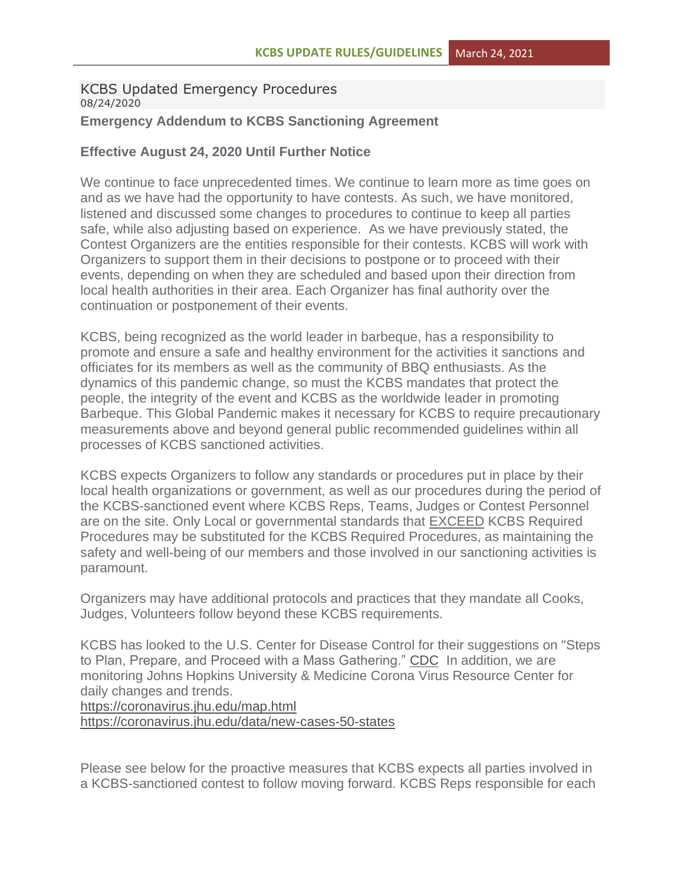**KCBS UPDATE RULES/GUIDELINES** March 24, 2021

## KCBS Updated Emergency Procedures

08/24/2020

### Emergency Addendum to KCBS Sanctioning Agreement

### Effective August 24, 2020 Until Further Notice

We continue to face unprecedented times. We continue to learn more as time goes on and as we have had the opportunity to have contests. As such, we have monitored, listened and discussed some changes to procedures to continue to keep all parties safe, while also adjusting based on experience. As we have previously stated, the Contest Organizers are the entities responsible for their contests. KCBS will work with Organizers to support them in their decisions to postpone or to proceed with their events, depending on when they are scheduled and based upon their direction from local health authorities in their area. Each Organizer has final authority over the continuation or postponement of their events.

KCBS, being recognized as the world leader in barbeque, has a responsibility to promote and ensure a safe and healthy environment for the activities it sanctions and officiates for its members as well as the community of BBQ enthusiasts. As the dynamics of this pandemic change, so must the KCBS mandates that protect the people, the integrity of the event and KCBS as the worldwide leader in promoting Barbeque. This Global Pandemic makes it necessary for KCBS to require precautionary measurements above and beyond general public recommended guidelines within all processes of KCBS sanctioned activities.

KCBS expects Organizers to follow any standards or procedures put in place by their local health organizations or government, as well as our procedures during the period of the KCBS-sanctioned event where KCBS Reps, Teams, Judges or Contest Personnel are on the site. Only Local or governmental standards that EXCEED KCBS Required Procedures may be substituted for the KCBS Required Procedures, as maintaining the safety and well-being of our members and those involved in our sanctioning activities is paramount.

Organizers may have additional protocols and practices that they mandate all Cooks, Judges, Volunteers follow beyond these KCBS requirements.

KCBS has looked to the U.S. Center for Disease Control for their suggestions on "Steps to Plan, Prepare, and Proceed with a Mass Gathering." CDC In addition, we are monitoring Johns Hopkins University & Medicine Corona Virus Resource Center for daily changes and trends.
https://coronavirus.jhu.edu/map.html
https://coronavirus.jhu.edu/data/new-cases-50-states

Please see below for the proactive measures that KCBS expects all parties involved in a KCBS-sanctioned contest to follow moving forward. KCBS Reps responsible for each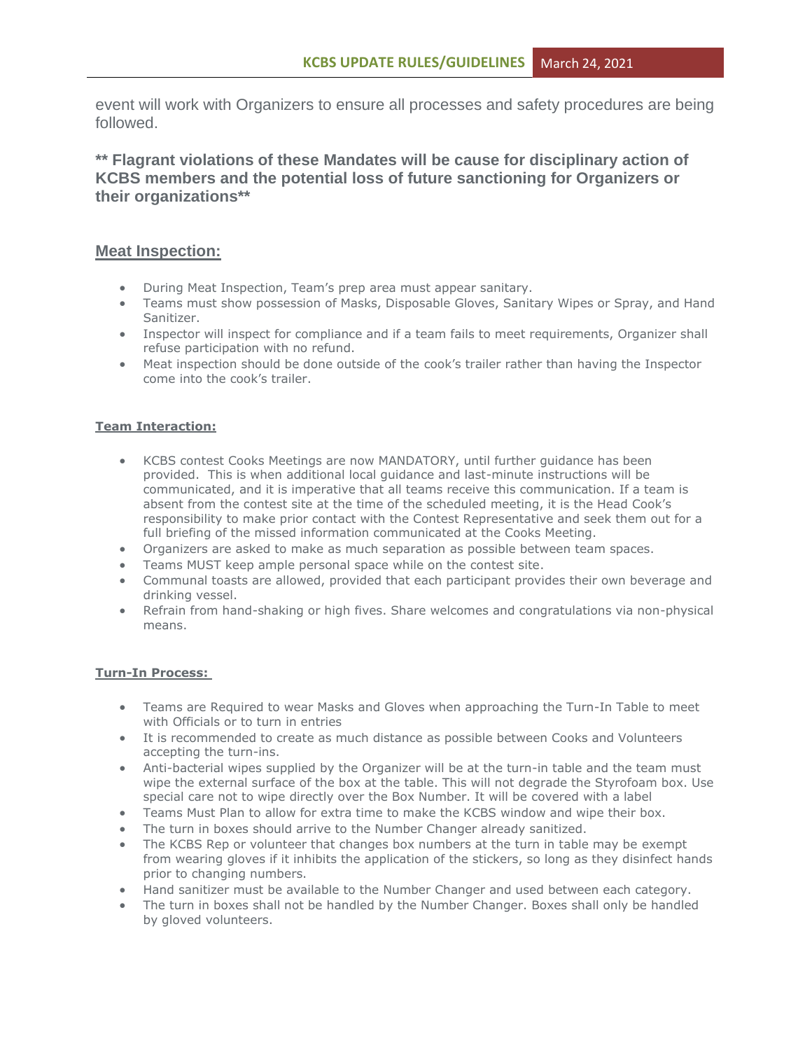event will work with Organizers to ensure all processes and safety procedures are being followed.

**** Flagrant violations of these Mandates will be cause for disciplinary action of KCBS members and the potential loss of future sanctioning for Organizers or their organizations****

## Meat Inspection:

- During Meat Inspection, Team's prep area must appear sanitary.
- Teams must show possession of Masks, Disposable Gloves, Sanitary Wipes or Spray, and Hand Sanitizer.
- Inspector will inspect for compliance and if a team fails to meet requirements, Organizer shall refuse participation with no refund.
- Meat inspection should be done outside of the cook's trailer rather than having the Inspector come into the cook's trailer.

### Team Interaction:

- KCBS contest Cooks Meetings are now MANDATORY, until further guidance has been provided. This is when additional local guidance and last-minute instructions will be communicated, and it is imperative that all teams receive this communication. If a team is absent from the contest site at the time of the scheduled meeting, it is the Head Cook's responsibility to make prior contact with the Contest Representative and seek them out for a full briefing of the missed information communicated at the Cooks Meeting.
- Organizers are asked to make as much separation as possible between team spaces.
- Teams MUST keep ample personal space while on the contest site.
- Communal toasts are allowed, provided that each participant provides their own beverage and drinking vessel.
- Refrain from hand-shaking or high fives. Share welcomes and congratulations via non-physical means.

### Turn-In Process:

- Teams are Required to wear Masks and Gloves when approaching the Turn-In Table to meet with Officials or to turn in entries
- It is recommended to create as much distance as possible between Cooks and Volunteers accepting the turn-ins.
- Anti-bacterial wipes supplied by the Organizer will be at the turn-in table and the team must wipe the external surface of the box at the table. This will not degrade the Styrofoam box. Use special care not to wipe directly over the Box Number. It will be covered with a label
- Teams Must Plan to allow for extra time to make the KCBS window and wipe their box.
- The turn in boxes should arrive to the Number Changer already sanitized.
- The KCBS Rep or volunteer that changes box numbers at the turn in table may be exempt from wearing gloves if it inhibits the application of the stickers, so long as they disinfect hands prior to changing numbers.
- Hand sanitizer must be available to the Number Changer and used between each category.
- The turn in boxes shall not be handled by the Number Changer. Boxes shall only be handled by gloved volunteers.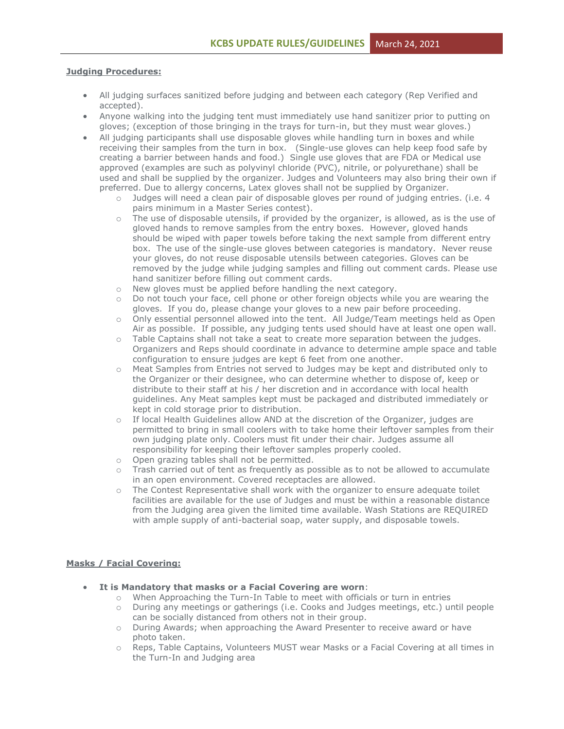**Judging Procedures:**

- All judging surfaces sanitized before judging and between each category (Rep Verified and accepted).
- Anyone walking into the judging tent must immediately use hand sanitizer prior to putting on gloves; (exception of those bringing in the trays for turn-in, but they must wear gloves.)
- All judging participants shall use disposable gloves while handling turn in boxes and while receiving their samples from the turn in box. (Single-use gloves can help keep food safe by creating a barrier between hands and food.) Single use gloves that are FDA or Medical use approved (examples are such as polyvinyl chloride (PVC), nitrile, or polyurethane) shall be used and shall be supplied by the organizer. Judges and Volunteers may also bring their own if preferred. Due to allergy concerns, Latex gloves shall not be supplied by Organizer.
    - Judges will need a clean pair of disposable gloves per round of judging entries. (i.e. 4 pairs minimum in a Master Series contest).
    - The use of disposable utensils, if provided by the organizer, is allowed, as is the use of gloved hands to remove samples from the entry boxes. However, gloved hands should be wiped with paper towels before taking the next sample from different entry box. The use of the single-use gloves between categories is mandatory. Never reuse your gloves, do not reuse disposable utensils between categories. Gloves can be removed by the judge while judging samples and filling out comment cards. Please use hand sanitizer before filling out comment cards.
    - New gloves must be applied before handling the next category.
    - Do not touch your face, cell phone or other foreign objects while you are wearing the gloves. If you do, please change your gloves to a new pair before proceeding.
    - Only essential personnel allowed into the tent. All Judge/Team meetings held as Open Air as possible. If possible, any judging tents used should have at least one open wall.
    - Table Captains shall not take a seat to create more separation between the judges. Organizers and Reps should coordinate in advance to determine ample space and table configuration to ensure judges are kept 6 feet from one another.
    - Meat Samples from Entries not served to Judges may be kept and distributed only to the Organizer or their designee, who can determine whether to dispose of, keep or distribute to their staff at his / her discretion and in accordance with local health guidelines. Any Meat samples kept must be packaged and distributed immediately or kept in cold storage prior to distribution.
    - If local Health Guidelines allow AND at the discretion of the Organizer, judges are permitted to bring in small coolers with to take home their leftover samples from their own judging plate only. Coolers must fit under their chair. Judges assume all responsibility for keeping their leftover samples properly cooled.
    - Open grazing tables shall not be permitted.
    - Trash carried out of tent as frequently as possible as to not be allowed to accumulate in an open environment. Covered receptacles are allowed.
    - The Contest Representative shall work with the organizer to ensure adequate toilet facilities are available for the use of Judges and must be within a reasonable distance from the Judging area given the limited time available. Wash Stations are REQUIRED with ample supply of anti-bacterial soap, water supply, and disposable towels.

**Masks / Facial Covering:**

- **It is Mandatory that masks or a Facial Covering are worn**:
    - When Approaching the Turn-In Table to meet with officials or turn in entries
    - During any meetings or gatherings (i.e. Cooks and Judges meetings, etc.) until people can be socially distanced from others not in their group.
    - During Awards; when approaching the Award Presenter to receive award or have photo taken.
    - Reps, Table Captains, Volunteers MUST wear Masks or a Facial Covering at all times in the Turn-In and Judging area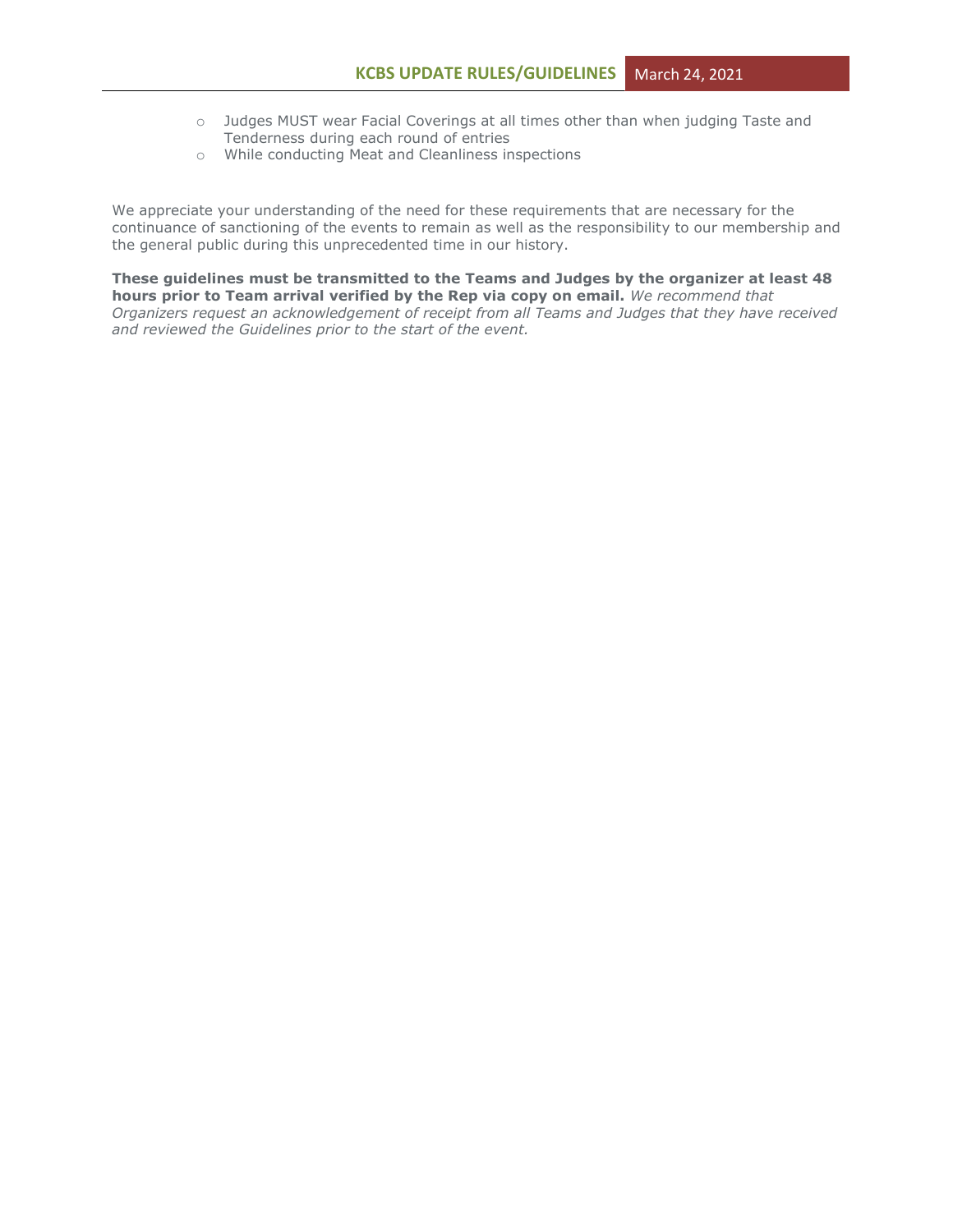- Judges MUST wear Facial Coverings at all times other than when judging Taste and Tenderness during each round of entries
- While conducting Meat and Cleanliness inspections

We appreciate your understanding of the need for these requirements that are necessary for the continuance of sanctioning of the events to remain as well as the responsibility to our membership and the general public during this unprecedented time in our history.

**These guidelines must be transmitted to the Teams and Judges by the organizer at least 48 hours prior to Team arrival verified by the Rep via copy on email.** *We recommend that Organizers request an acknowledgement of receipt from all Teams and Judges that they have received and reviewed the Guidelines prior to the start of the event.*